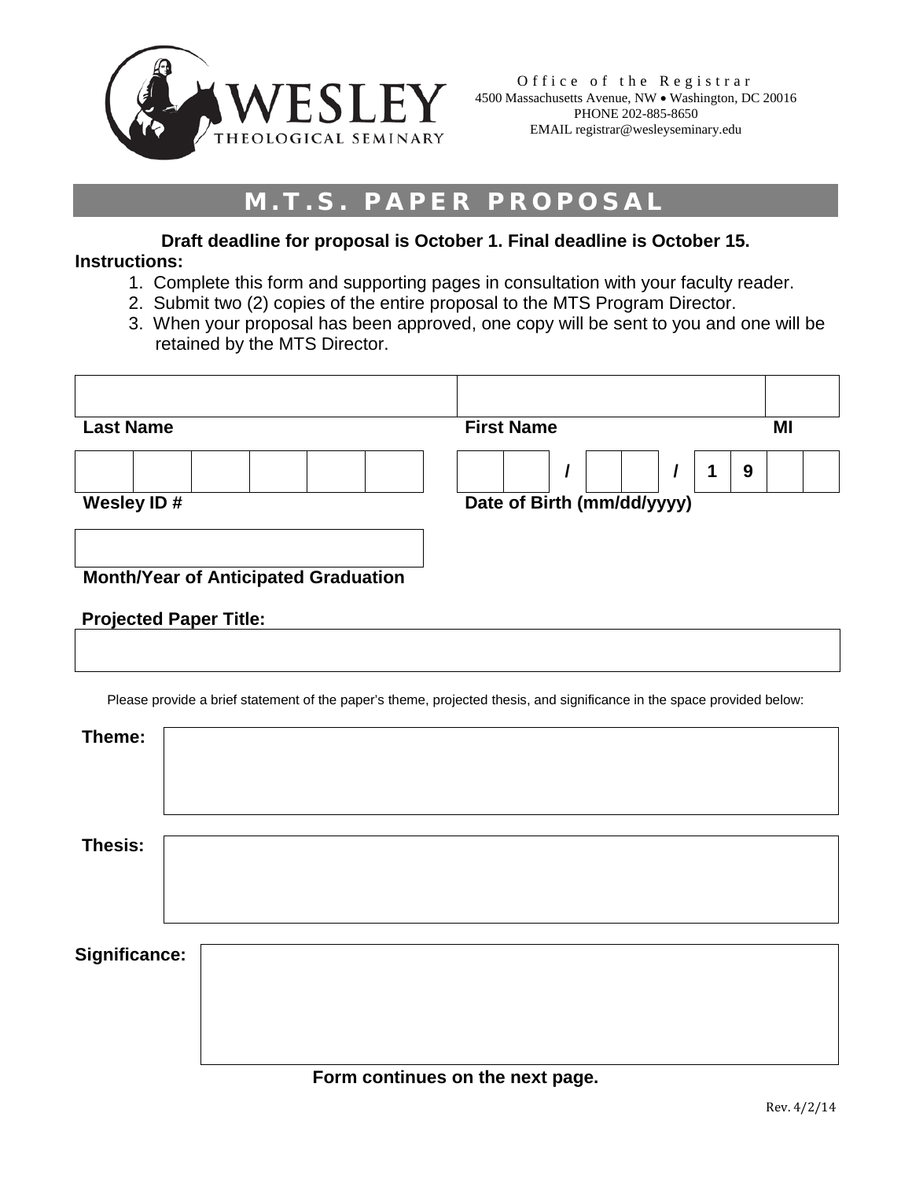WESLEY THEOLOGICAL SEMINARY

Office of the Registrar
4500 Massachusetts Avenue, NW • Washington, DC 20016
PHONE 202-885-8650
EMAIL registrar@wesleyseminary.edu

# M.T.S. PAPER PROPOSAL

**Draft deadline for proposal is October 1. Final deadline is October 15.**

**Instructions:**

1. Complete this form and supporting pages in consultation with your faculty reader.
2. Submit two (2) copies of the entire proposal to the MTS Program Director.
3. When your proposal has been approved, one copy will be sent to you and one will be retained by the MTS Director.

| | | |
|---|---|---|
| | | |
| **Last Name** | **First Name** | **MI** |

| | |
|---|---|
| ___ ___ ___ ___ ___ ___ | ___ ___ / ___ ___ / 1 9 ___ ___ |
| **Wesley ID #** | **Date of Birth (mm/dd/yyyy)** |

| |
|---|
| |
| **Month/Year of Anticipated Graduation** |

**Projected Paper Title:**

| |
|---|
| |

Please provide a brief statement of the paper's theme, projected thesis, and significance in the space provided below:

**Theme:**

**Thesis:**

**Significance:**

**Form continues on the next page.**

Rev. 4/2/14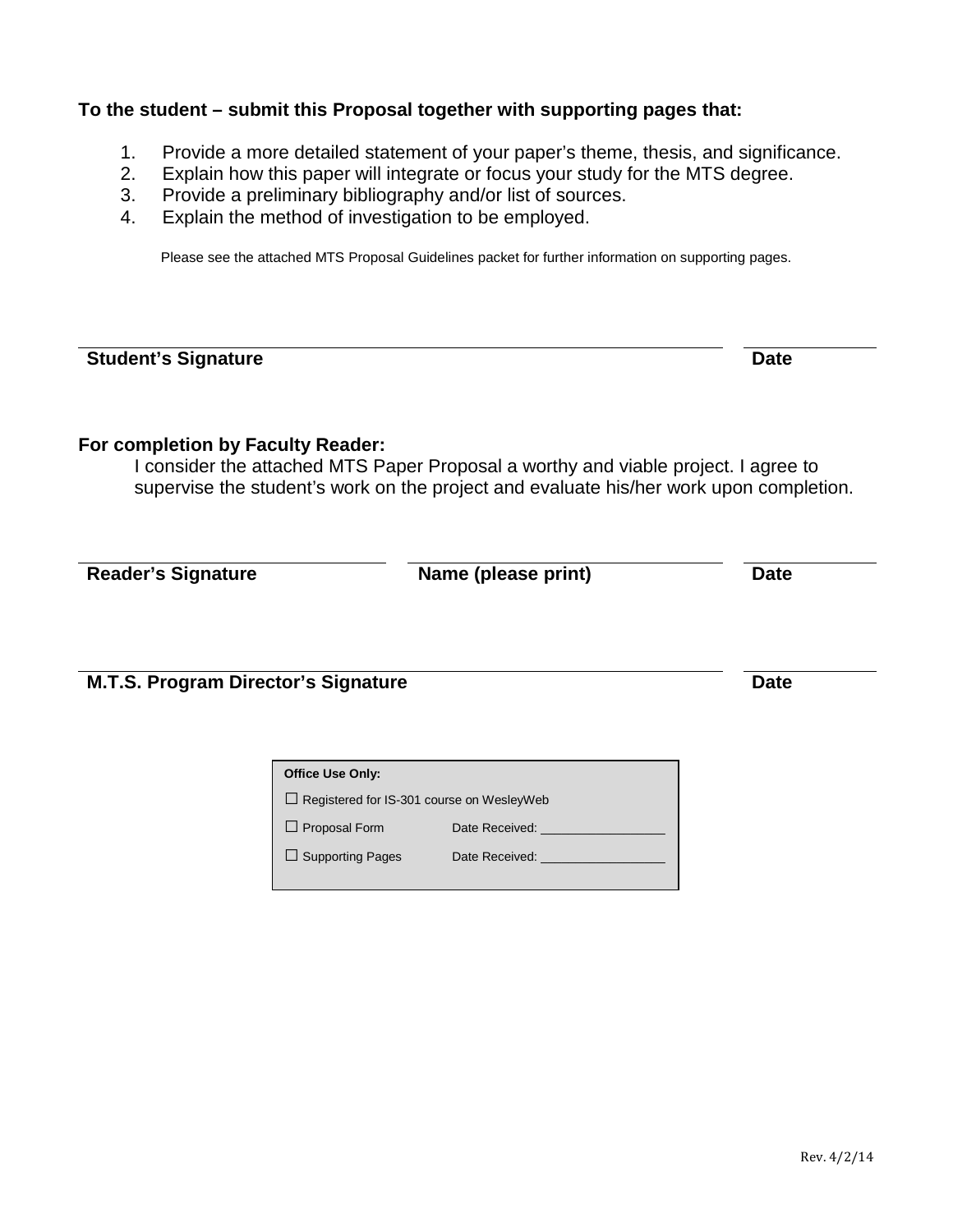**To the student – submit this Proposal together with supporting pages that:**

1. Provide a more detailed statement of your paper's theme, thesis, and significance.
2. Explain how this paper will integrate or focus your study for the MTS degree.
3. Provide a preliminary bibliography and/or list of sources.
4. Explain the method of investigation to be employed.

Please see the attached MTS Proposal Guidelines packet for further information on supporting pages.

________________________________________ ____________

**Student's Signature** **Date**

**For completion by Faculty Reader:**

I consider the attached MTS Paper Proposal a worthy and viable project. I agree to supervise the student's work on the project and evaluate his/her work upon completion.

____________________ ____________________ ____________

**Reader's Signature** **Name (please print)** **Date**

________________________________________ ____________

**M.T.S. Program Director's Signature** **Date**

**Office Use Only:**

☐ Registered for IS-301 course on WesleyWeb

☐ Proposal Form Date Received: ______________

☐ Supporting Pages Date Received: ______________

Rev. 4/2/14